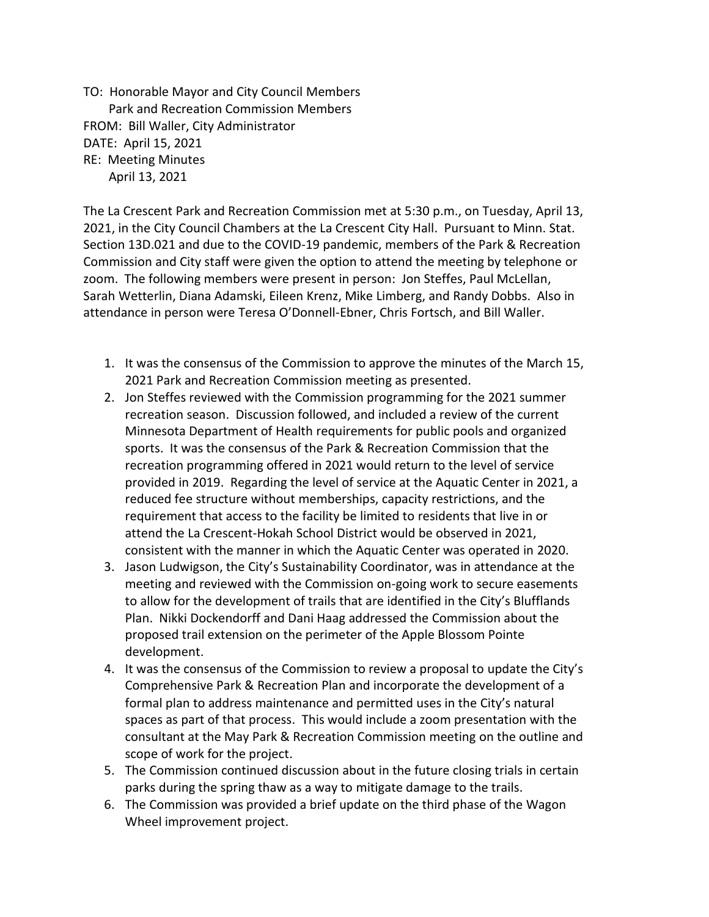TO: Honorable Mayor and City Council Members
Park and Recreation Commission Members
FROM: Bill Waller, City Administrator
DATE: April 15, 2021
RE: Meeting Minutes
April 13, 2021

The La Crescent Park and Recreation Commission met at 5:30 p.m., on Tuesday, April 13, 2021, in the City Council Chambers at the La Crescent City Hall. Pursuant to Minn. Stat. Section 13D.021 and due to the COVID-19 pandemic, members of the Park & Recreation Commission and City staff were given the option to attend the meeting by telephone or zoom. The following members were present in person: Jon Steffes, Paul McLellan, Sarah Wetterlin, Diana Adamski, Eileen Krenz, Mike Limberg, and Randy Dobbs. Also in attendance in person were Teresa O'Donnell-Ebner, Chris Fortsch, and Bill Waller.

1. It was the consensus of the Commission to approve the minutes of the March 15, 2021 Park and Recreation Commission meeting as presented.
2. Jon Steffes reviewed with the Commission programming for the 2021 summer recreation season. Discussion followed, and included a review of the current Minnesota Department of Health requirements for public pools and organized sports. It was the consensus of the Park & Recreation Commission that the recreation programming offered in 2021 would return to the level of service provided in 2019. Regarding the level of service at the Aquatic Center in 2021, a reduced fee structure without memberships, capacity restrictions, and the requirement that access to the facility be limited to residents that live in or attend the La Crescent-Hokah School District would be observed in 2021, consistent with the manner in which the Aquatic Center was operated in 2020.
3. Jason Ludwigson, the City's Sustainability Coordinator, was in attendance at the meeting and reviewed with the Commission on-going work to secure easements to allow for the development of trails that are identified in the City's Blufflands Plan. Nikki Dockendorff and Dani Haag addressed the Commission about the proposed trail extension on the perimeter of the Apple Blossom Pointe development.
4. It was the consensus of the Commission to review a proposal to update the City's Comprehensive Park & Recreation Plan and incorporate the development of a formal plan to address maintenance and permitted uses in the City's natural spaces as part of that process. This would include a zoom presentation with the consultant at the May Park & Recreation Commission meeting on the outline and scope of work for the project.
5. The Commission continued discussion about in the future closing trials in certain parks during the spring thaw as a way to mitigate damage to the trails.
6. The Commission was provided a brief update on the third phase of the Wagon Wheel improvement project.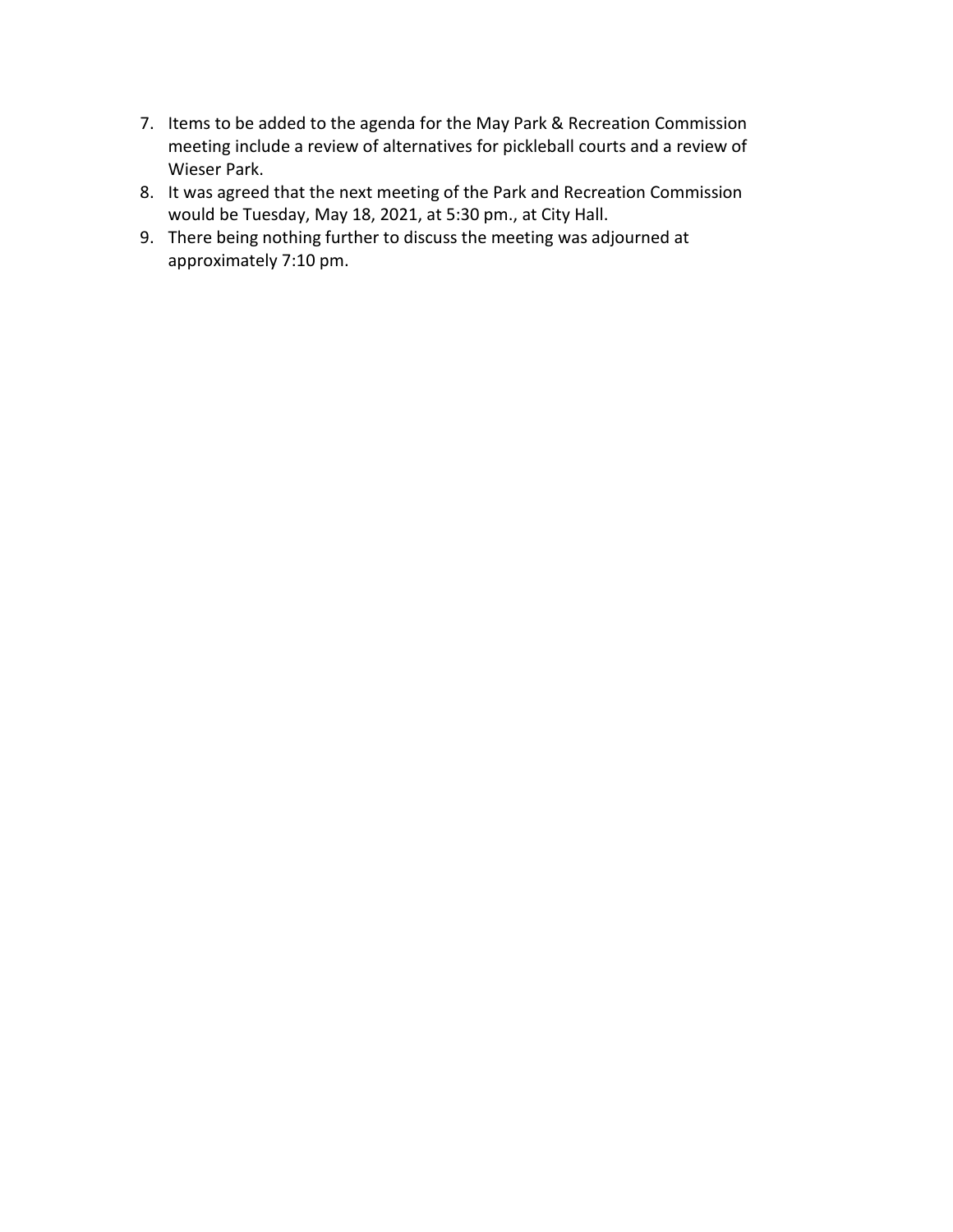7. Items to be added to the agenda for the May Park & Recreation Commission meeting include a review of alternatives for pickleball courts and a review of Wieser Park.
8. It was agreed that the next meeting of the Park and Recreation Commission would be Tuesday, May 18, 2021, at 5:30 pm., at City Hall.
9. There being nothing further to discuss the meeting was adjourned at approximately 7:10 pm.